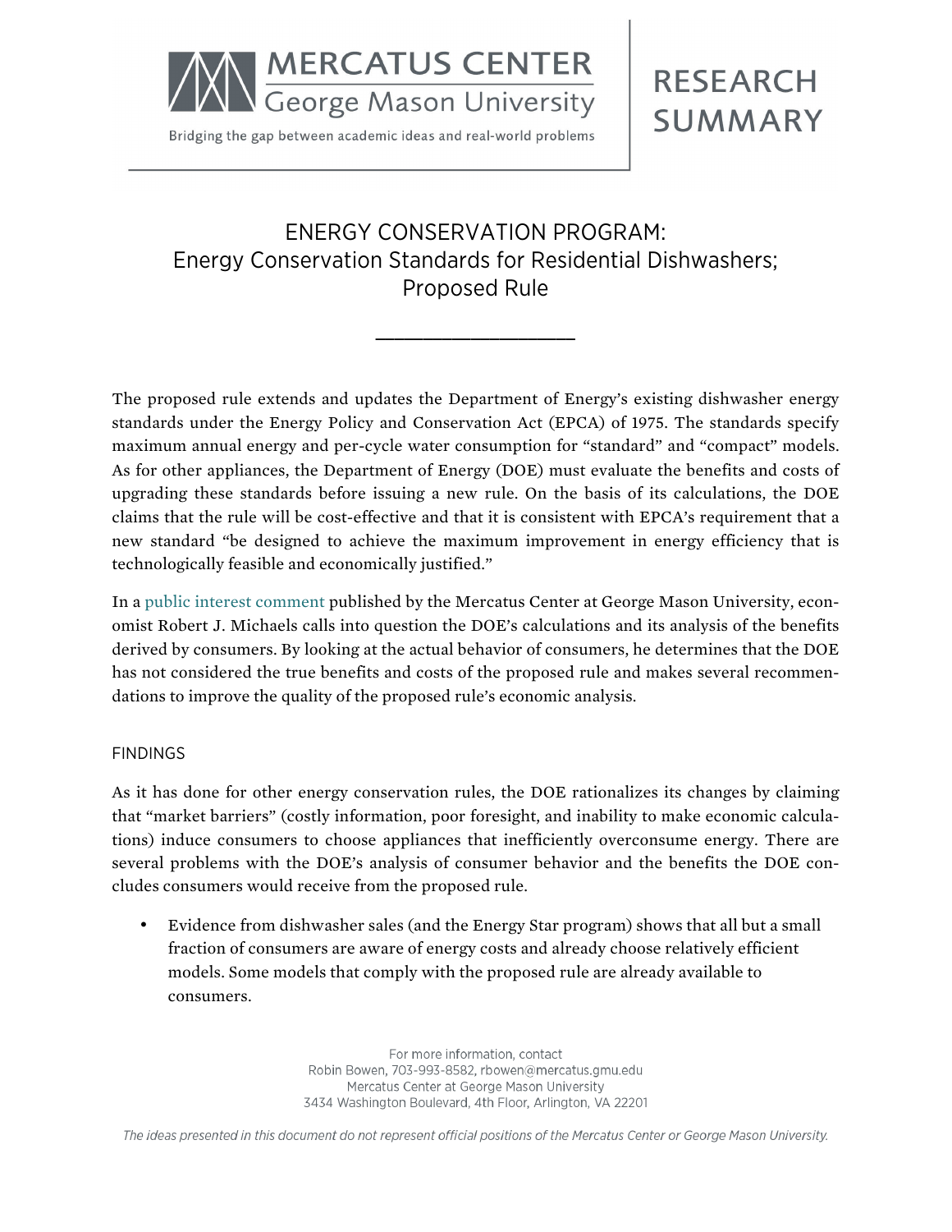# MERCATUS CENTER
George Mason University

Bridging the gap between academic ideas and real-world problems

RESEARCH SUMMARY

## ENERGY CONSERVATION PROGRAM: Energy Conservation Standards for Residential Dishwashers; Proposed Rule

The proposed rule extends and updates the Department of Energy's existing dishwasher energy standards under the Energy Policy and Conservation Act (EPCA) of 1975. The standards specify maximum annual energy and per-cycle water consumption for "standard" and "compact" models. As for other appliances, the Department of Energy (DOE) must evaluate the benefits and costs of upgrading these standards before issuing a new rule. On the basis of its calculations, the DOE claims that the rule will be cost-effective and that it is consistent with EPCA's requirement that a new standard "be designed to achieve the maximum improvement in energy efficiency that is technologically feasible and economically justified."

In a public interest comment published by the Mercatus Center at George Mason University, economist Robert J. Michaels calls into question the DOE's calculations and its analysis of the benefits derived by consumers. By looking at the actual behavior of consumers, he determines that the DOE has not considered the true benefits and costs of the proposed rule and makes several recommendations to improve the quality of the proposed rule's economic analysis.

### FINDINGS

As it has done for other energy conservation rules, the DOE rationalizes its changes by claiming that "market barriers" (costly information, poor foresight, and inability to make economic calculations) induce consumers to choose appliances that inefficiently overconsume energy. There are several problems with the DOE's analysis of consumer behavior and the benefits the DOE concludes consumers would receive from the proposed rule.

- Evidence from dishwasher sales (and the Energy Star program) shows that all but a small fraction of consumers are aware of energy costs and already choose relatively efficient models. Some models that comply with the proposed rule are already available to consumers.

For more information, contact
Robin Bowen, 703-993-8582, rbowen@mercatus.gmu.edu
Mercatus Center at George Mason University
3434 Washington Boulevard, 4th Floor, Arlington, VA 22201

*The ideas presented in this document do not represent official positions of the Mercatus Center or George Mason University.*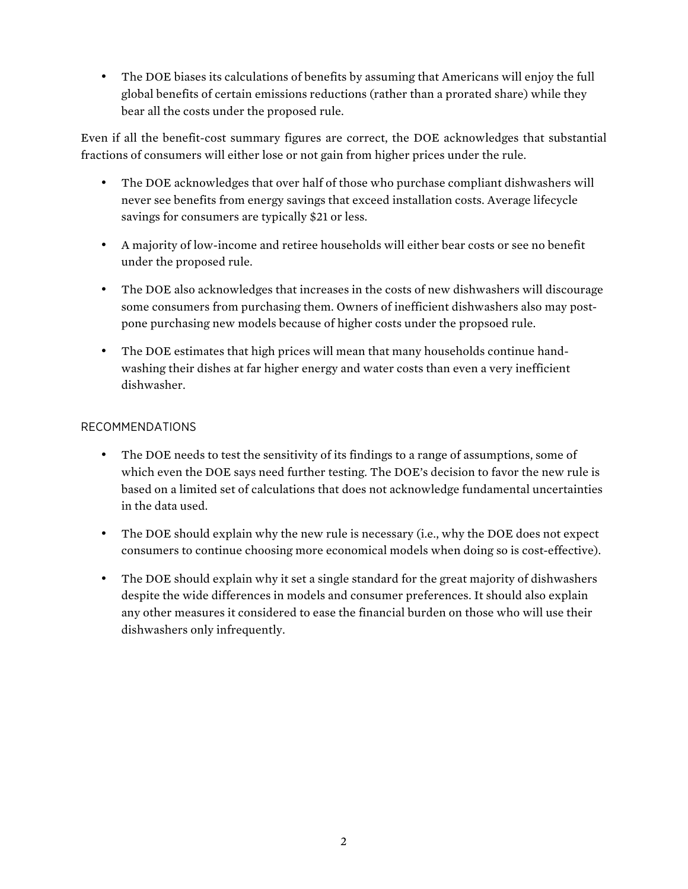- The DOE biases its calculations of benefits by assuming that Americans will enjoy the full global benefits of certain emissions reductions (rather than a prorated share) while they bear all the costs under the proposed rule.

Even if all the benefit-cost summary figures are correct, the DOE acknowledges that substantial fractions of consumers will either lose or not gain from higher prices under the rule.

- The DOE acknowledges that over half of those who purchase compliant dishwashers will never see benefits from energy savings that exceed installation costs. Average lifecycle savings for consumers are typically $21 or less.
- A majority of low-income and retiree households will either bear costs or see no benefit under the proposed rule.
- The DOE also acknowledges that increases in the costs of new dishwashers will discourage some consumers from purchasing them. Owners of inefficient dishwashers also may post-pone purchasing new models because of higher costs under the propsoed rule.
- The DOE estimates that high prices will mean that many households continue hand-washing their dishes at far higher energy and water costs than even a very inefficient dishwasher.

## RECOMMENDATIONS

- The DOE needs to test the sensitivity of its findings to a range of assumptions, some of which even the DOE says need further testing. The DOE's decision to favor the new rule is based on a limited set of calculations that does not acknowledge fundamental uncertainties in the data used.
- The DOE should explain why the new rule is necessary (i.e., why the DOE does not expect consumers to continue choosing more economical models when doing so is cost-effective).
- The DOE should explain why it set a single standard for the great majority of dishwashers despite the wide differences in models and consumer preferences. It should also explain any other measures it considered to ease the financial burden on those who will use their dishwashers only infrequently.